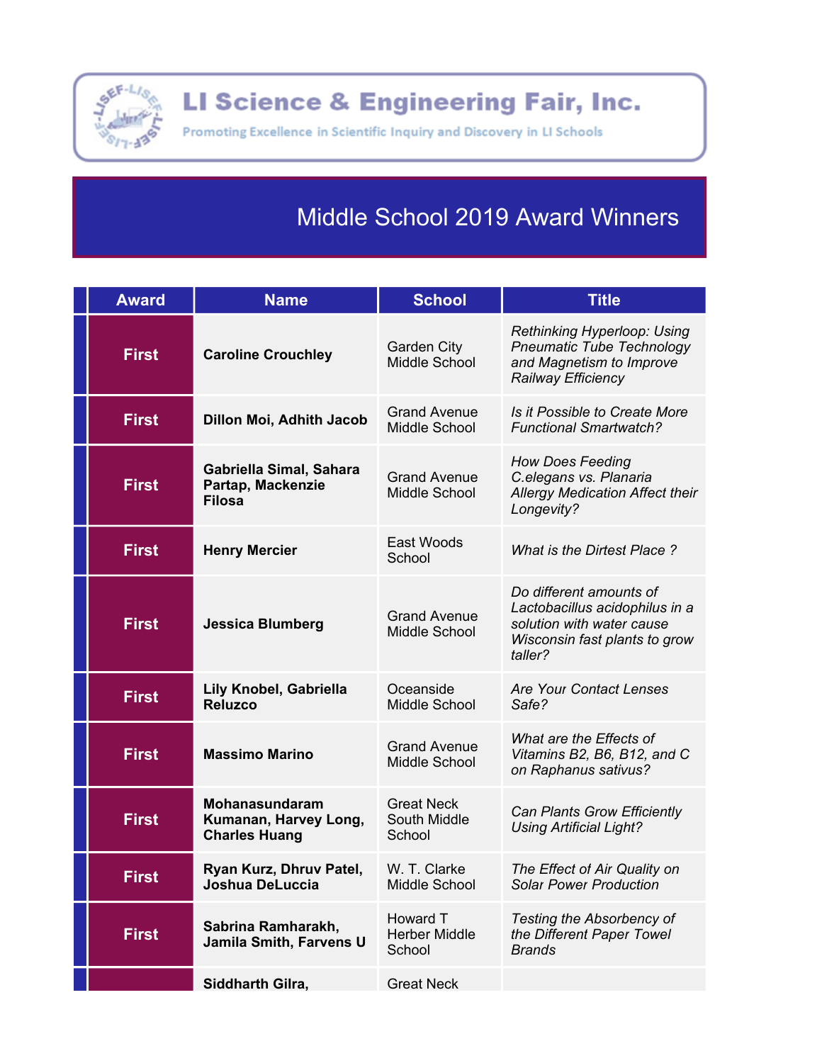# LI Science & Engineering Fair, Inc.

Promoting Excellence in Scientific Inquiry and Discovery in LI Schools

## Middle School 2019 Award Winners

| Award | Name | School | Title |
|---|---|---|---|
| First | Caroline Crouchley | Garden City Middle School | *Rethinking Hyperloop: Using Pneumatic Tube Technology and Magnetism to Improve Railway Efficiency* |
| First | Dillon Moi, Adhith Jacob | Grand Avenue Middle School | *Is it Possible to Create More Functional Smartwatch?* |
| First | Gabriella Simal, Sahara Partap, Mackenzie Filosa | Grand Avenue Middle School | *How Does Feeding C.elegans vs. Planaria Allergy Medication Affect their Longevity?* |
| First | Henry Mercier | East Woods School | *What is the Dirtest Place ?* |
| First | Jessica Blumberg | Grand Avenue Middle School | *Do different amounts of Lactobacillus acidophilus in a solution with water cause Wisconsin fast plants to grow taller?* |
| First | Lily Knobel, Gabriella Reluzco | Oceanside Middle School | *Are Your Contact Lenses Safe?* |
| First | Massimo Marino | Grand Avenue Middle School | *What are the Effects of Vitamins B2, B6, B12, and C on Raphanus sativus?* |
| First | Mohanasundaram Kumanan, Harvey Long, Charles Huang | Great Neck South Middle School | *Can Plants Grow Efficiently Using Artificial Light?* |
| First | Ryan Kurz, Dhruv Patel, Joshua DeLuccia | W. T. Clarke Middle School | *The Effect of Air Quality on Solar Power Production* |
| First | Sabrina Ramharakh, Jamila Smith, Farvens U | Howard T Herber Middle School | *Testing the Absorbency of the Different Paper Towel Brands* |
| | Siddharth Gilra, | Great Neck | |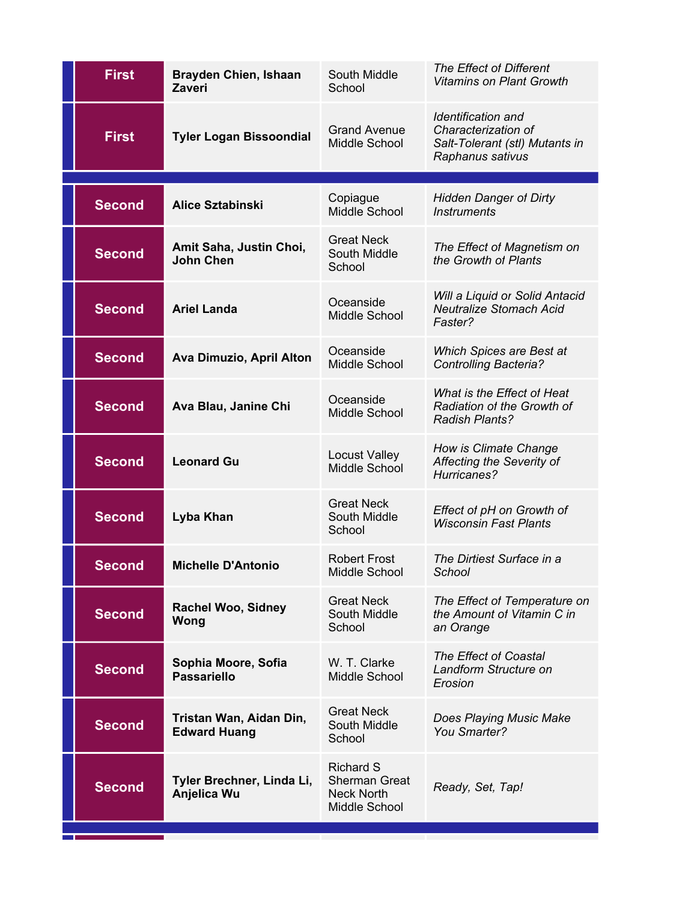| Place | Student(s) | School | Project Title |
|---|---|---|---|
| First | **Brayden Chien, Ishaan Zaveri** | South Middle School | *The Effect of Different Vitamins on Plant Growth* |
| First | **Tyler Logan Bissoondial** | Grand Avenue Middle School | *Identification and Characterization of Salt-Tolerant (stl) Mutants in Raphanus sativus* |
| | | | |
| Second | **Alice Sztabinski** | Copiague Middle School | *Hidden Danger of Dirty Instruments* |
| Second | **Amit Saha, Justin Choi, John Chen** | Great Neck South Middle School | *The Effect of Magnetism on the Growth of Plants* |
| Second | **Ariel Landa** | Oceanside Middle School | *Will a Liquid or Solid Antacid Neutralize Stomach Acid Faster?* |
| Second | **Ava Dimuzio, April Alton** | Oceanside Middle School | *Which Spices are Best at Controlling Bacteria?* |
| Second | **Ava Blau, Janine Chi** | Oceanside Middle School | *What is the Effect of Heat Radiation of the Growth of Radish Plants?* |
| Second | **Leonard Gu** | Locust Valley Middle School | *How is Climate Change Affecting the Severity of Hurricanes?* |
| Second | **Lyba Khan** | Great Neck South Middle School | *Effect of pH on Growth of Wisconsin Fast Plants* |
| Second | **Michelle D'Antonio** | Robert Frost Middle School | *The Dirtiest Surface in a School* |
| Second | **Rachel Woo, Sidney Wong** | Great Neck South Middle School | *The Effect of Temperature on the Amount of Vitamin C in an Orange* |
| Second | **Sophia Moore, Sofia Passariello** | W. T. Clarke Middle School | *The Effect of Coastal Landform Structure on Erosion* |
| Second | **Tristan Wan, Aidan Din, Edward Huang** | Great Neck South Middle School | *Does Playing Music Make You Smarter?* |
| Second | **Tyler Brechner, Linda Li, Anjelica Wu** | Richard S Sherman Great Neck North Middle School | *Ready, Set, Tap!* |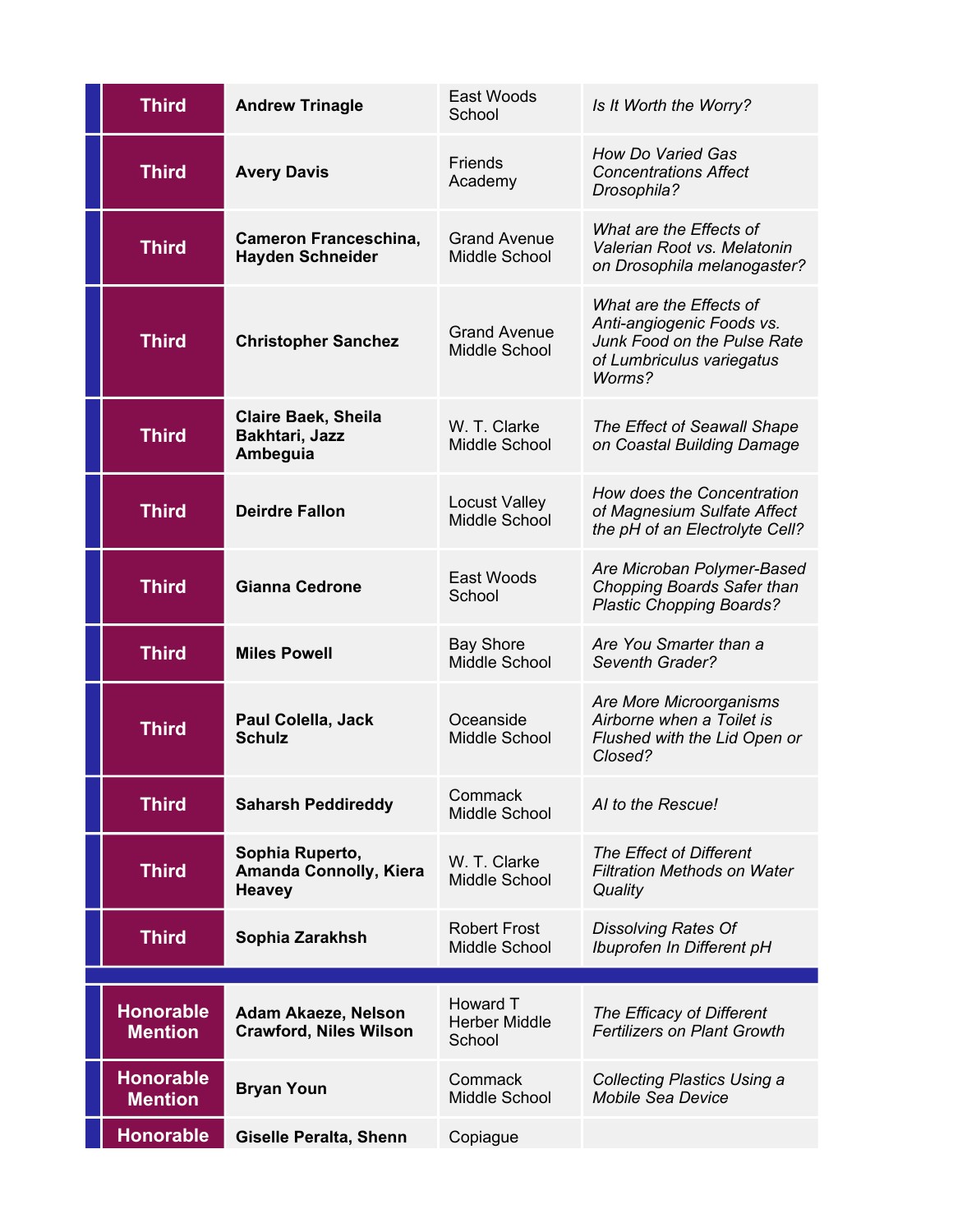| | | | |
|---|---|---|---|
| **Third** | **Andrew Trinagle** | East Woods School | *Is It Worth the Worry?* |
| **Third** | **Avery Davis** | Friends Academy | *How Do Varied Gas Concentrations Affect Drosophila?* |
| **Third** | **Cameron Franceschina, Hayden Schneider** | Grand Avenue Middle School | *What are the Effects of Valerian Root vs. Melatonin on Drosophila melanogaster?* |
| **Third** | **Christopher Sanchez** | Grand Avenue Middle School | *What are the Effects of Anti-angiogenic Foods vs. Junk Food on the Pulse Rate of Lumbriculus variegatus Worms?* |
| **Third** | **Claire Baek, Sheila Bakhtari, Jazz Ambeguia** | W. T. Clarke Middle School | *The Effect of Seawall Shape on Coastal Building Damage* |
| **Third** | **Deirdre Fallon** | Locust Valley Middle School | *How does the Concentration of Magnesium Sulfate Affect the pH of an Electrolyte Cell?* |
| **Third** | **Gianna Cedrone** | East Woods School | *Are Microban Polymer-Based Chopping Boards Safer than Plastic Chopping Boards?* |
| **Third** | **Miles Powell** | Bay Shore Middle School | *Are You Smarter than a Seventh Grader?* |
| **Third** | **Paul Colella, Jack Schulz** | Oceanside Middle School | *Are More Microorganisms Airborne when a Toilet is Flushed with the Lid Open or Closed?* |
| **Third** | **Saharsh Peddireddy** | Commack Middle School | *AI to the Rescue!* |
| **Third** | **Sophia Ruperto, Amanda Connolly, Kiera Heavey** | W. T. Clarke Middle School | *The Effect of Different Filtration Methods on Water Quality* |
| **Third** | **Sophia Zarakhsh** | Robert Frost Middle School | *Dissolving Rates Of Ibuprofen In Different pH* |
| | | | |
| **Honorable Mention** | **Adam Akaeze, Nelson Crawford, Niles Wilson** | Howard T Herber Middle School | *The Efficacy of Different Fertilizers on Plant Growth* |
| **Honorable Mention** | **Bryan Youn** | Commack Middle School | *Collecting Plastics Using a Mobile Sea Device* |
| **Honorable** | **Giselle Peralta, Shenn** | Copiague | |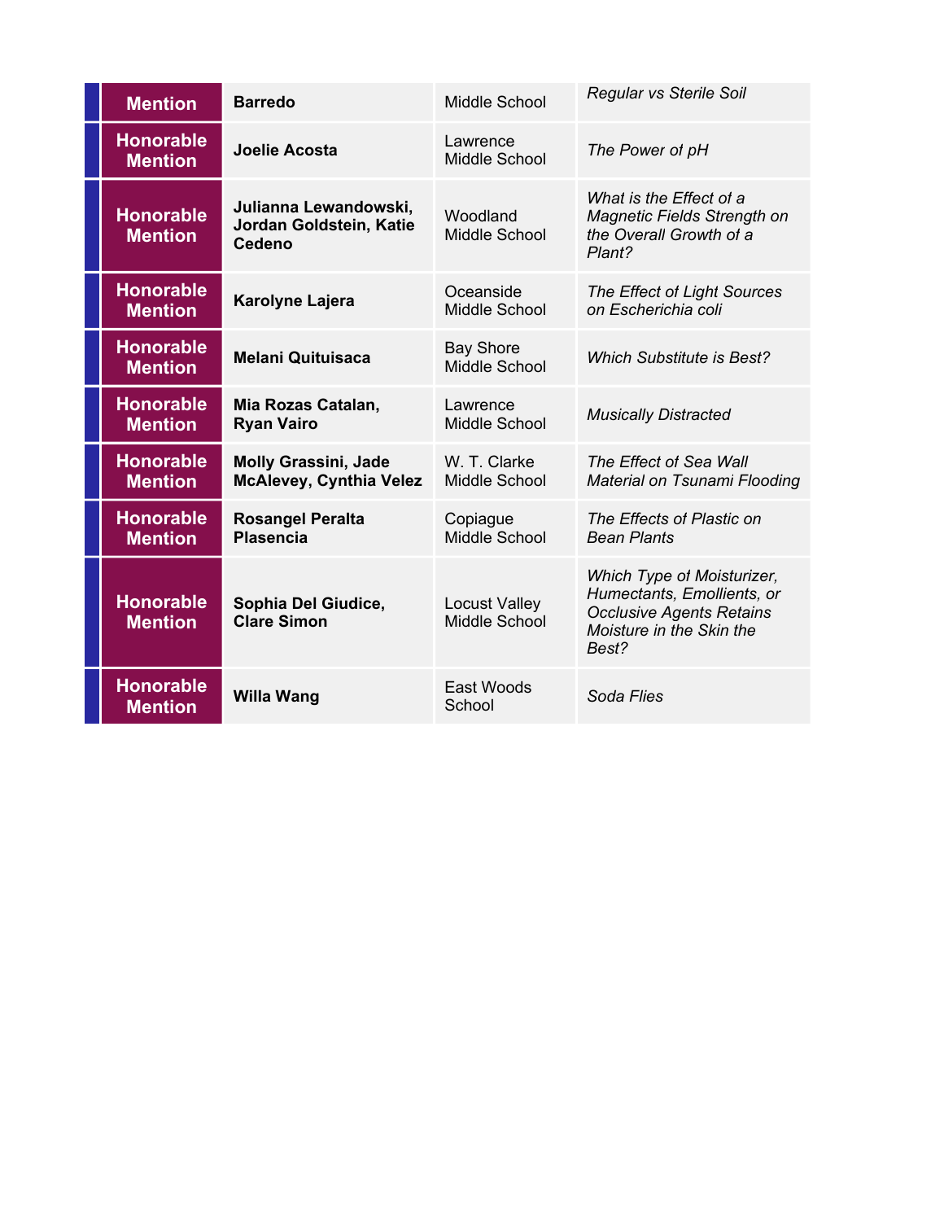| | | | | |
|---|---|---|---|---|
| | **Mention** | **Barredo** | Middle School | *Regular vs Sterile Soil* |
| | **Honorable Mention** | **Joelie Acosta** | Lawrence Middle School | *The Power of pH* |
| | **Honorable Mention** | **Julianna Lewandowski, Jordan Goldstein, Katie Cedeno** | Woodland Middle School | *What is the Effect of a Magnetic Fields Strength on the Overall Growth of a Plant?* |
| | **Honorable Mention** | **Karolyne Lajera** | Oceanside Middle School | *The Effect of Light Sources on Escherichia coli* |
| | **Honorable Mention** | **Melani Quituisaca** | Bay Shore Middle School | *Which Substitute is Best?* |
| | **Honorable Mention** | **Mia Rozas Catalan, Ryan Vairo** | Lawrence Middle School | *Musically Distracted* |
| | **Honorable Mention** | **Molly Grassini, Jade McAlevey, Cynthia Velez** | W. T. Clarke Middle School | *The Effect of Sea Wall Material on Tsunami Flooding* |
| | **Honorable Mention** | **Rosangel Peralta Plasencia** | Copiague Middle School | *The Effects of Plastic on Bean Plants* |
| | **Honorable Mention** | **Sophia Del Giudice, Clare Simon** | Locust Valley Middle School | *Which Type of Moisturizer, Humectants, Emollients, or Occlusive Agents Retains Moisture in the Skin the Best?* |
| | **Honorable Mention** | **Willa Wang** | East Woods School | *Soda Flies* |